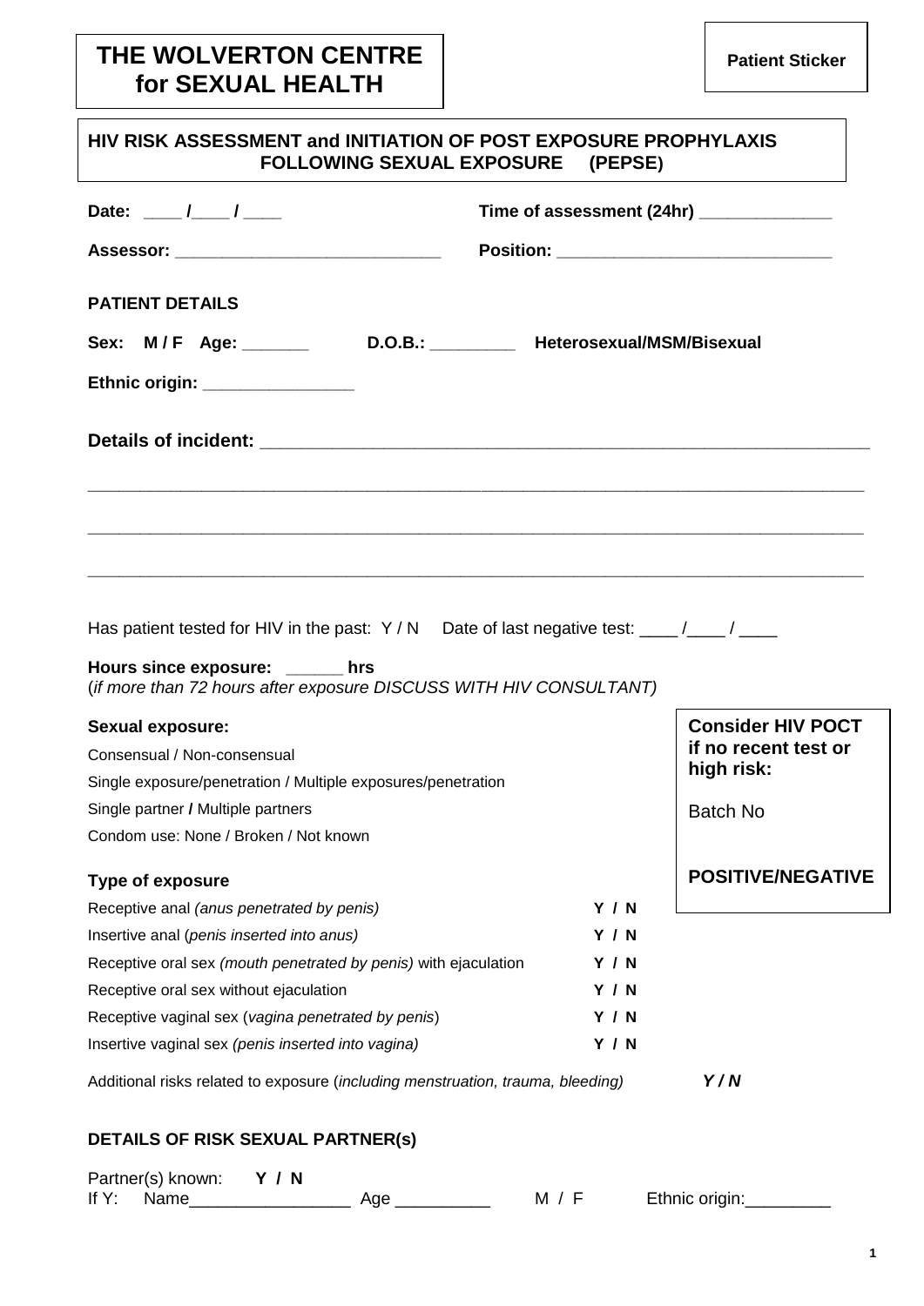# THE WOLVERTON CENTRE for SEXUAL HEALTH

**Patient Sticker**

## HIV RISK ASSESSMENT and INITIATION OF POST EXPOSURE PROPHYLAXIS FOLLOWING SEXUAL EXPOSURE (PEPSE)

**Date:** ____ /____ / ____ **Time of assessment (24hr)** ______________

**Assessor:** ____________________________ **Position:** _____________________________

### PATIENT DETAILS

**Sex: M / F Age:** _______ **D.O.B.:** _________ **Heterosexual/MSM/Bisexual**

**Ethnic origin:** ________________

**Details of incident:** ______________________________________________________________

_____________________________________________________________________________________

_____________________________________________________________________________________

_____________________________________________________________________________________

Has patient tested for HIV in the past: Y / N Date of last negative test: ____ /____ / ____

**Hours since exposure:** ______ **hrs**
(*if more than 72 hours after exposure DISCUSS WITH HIV CONSULTANT)*

**Sexual exposure:**

Consensual / Non-consensual

Single exposure/penetration / Multiple exposures/penetration

Single partner / Multiple partners

Condom use: None / Broken / Not known

**Consider HIV POCT if no recent test or high risk:**

Batch No

**POSITIVE/NEGATIVE**

**Type of exposure**

| | |
|---|---|
| Receptive anal *(anus penetrated by penis)* | **Y / N** |
| Insertive anal (*penis inserted into anus)* | **Y / N** |
| Receptive oral sex *(mouth penetrated by penis)* with ejaculation | **Y / N** |
| Receptive oral sex without ejaculation | **Y / N** |
| Receptive vaginal sex (*vagina penetrated by penis*) | **Y / N** |
| Insertive vaginal sex *(penis inserted into vagina)* | **Y / N** |

Additional risks related to exposure (*including menstruation, trauma, bleeding)* ***Y / N***

### DETAILS OF RISK SEXUAL PARTNER(s)

Partner(s) known: **Y / N**
If Y: Name________________ Age __________ M / F Ethnic origin:_________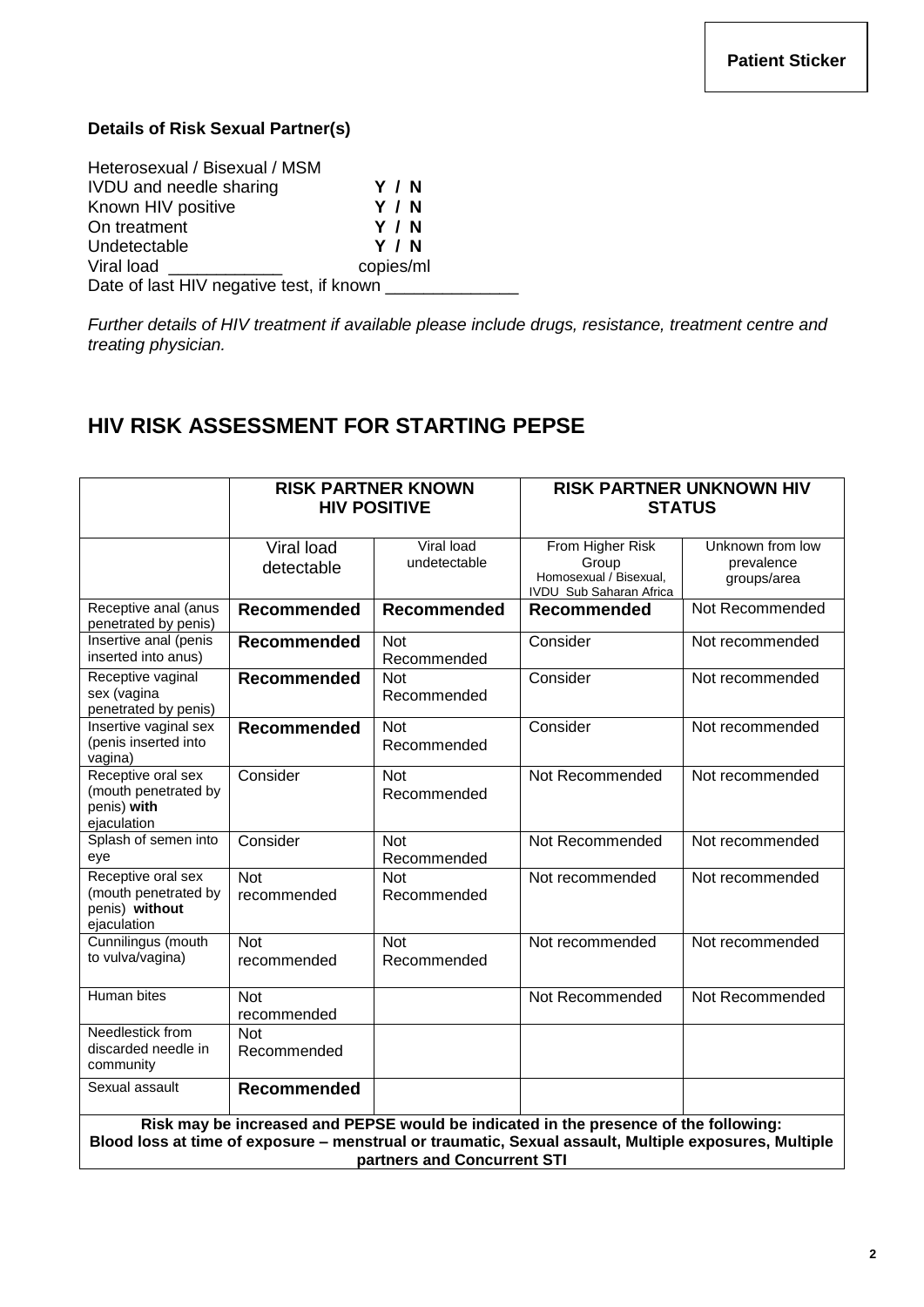**Patient Sticker**

**Details of Risk Sexual Partner(s)**

Heterosexual / Bisexual / MSM
IVDU and needle sharing **Y / N**
Known HIV positive **Y / N**
On treatment **Y / N**
Undetectable **Y / N**
Viral load ____________ copies/ml
Date of last HIV negative test, if known ______________

*Further details of HIV treatment if available please include drugs, resistance, treatment centre and treating physician.*

## HIV RISK ASSESSMENT FOR STARTING PEPSE

| | **RISK PARTNER KNOWN HIV POSITIVE** | | **RISK PARTNER UNKNOWN HIV STATUS** | |
|---|---|---|---|---|
| | Viral load detectable | Viral load undetectable | From Higher Risk Group Homosexual / Bisexual, IVDU Sub Saharan Africa | Unknown from low prevalence groups/area |
| Receptive anal (anus penetrated by penis) | **Recommended** | **Recommended** | **Recommended** | Not Recommended |
| Insertive anal (penis inserted into anus) | **Recommended** | Not Recommended | Consider | Not recommended |
| Receptive vaginal sex (vagina penetrated by penis) | **Recommended** | Not Recommended | Consider | Not recommended |
| Insertive vaginal sex (penis inserted into vagina) | **Recommended** | Not Recommended | Consider | Not recommended |
| Receptive oral sex (mouth penetrated by penis) **with** ejaculation | Consider | Not Recommended | Not Recommended | Not recommended |
| Splash of semen into eye | Consider | Not Recommended | Not Recommended | Not recommended |
| Receptive oral sex (mouth penetrated by penis) **without** ejaculation | Not recommended | Not Recommended | Not recommended | Not recommended |
| Cunnilingus (mouth to vulva/vagina) | Not recommended | Not Recommended | Not recommended | Not recommended |
| Human bites | Not recommended | | Not Recommended | Not Recommended |
| Needlestick from discarded needle in community | Not Recommended | | | |
| Sexual assault | **Recommended** | | | |
| **Risk may be increased and PEPSE would be indicated in the presence of the following: Blood loss at time of exposure – menstrual or traumatic, Sexual assault, Multiple exposures, Multiple partners and Concurrent STI** | | | | |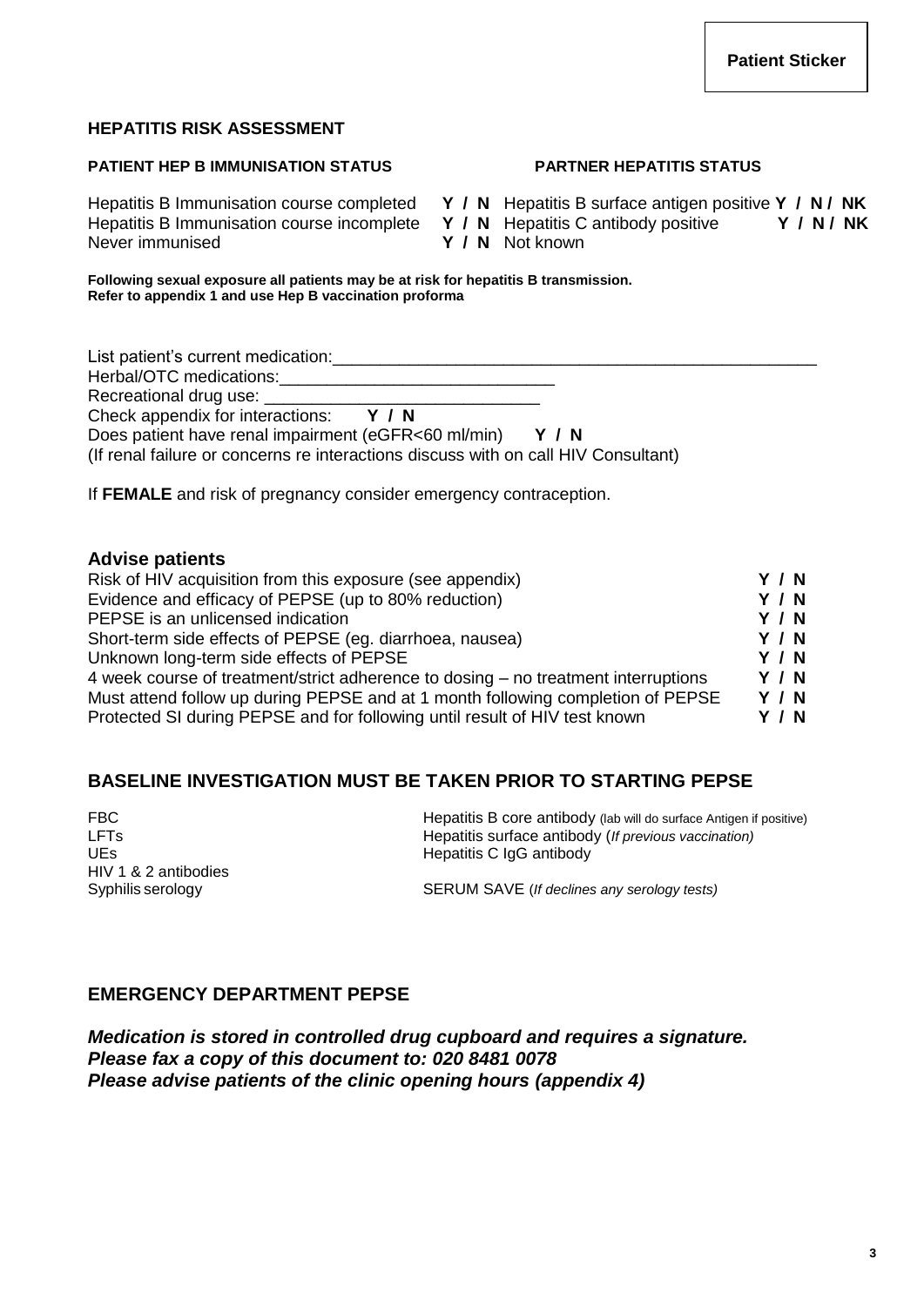**Patient Sticker**

## HEPATITIS RISK ASSESSMENT

| PATIENT HEP B IMMUNISATION STATUS | | PARTNER HEPATITIS STATUS | |
|---|---|---|---|
| Hepatitis B Immunisation course completed | **Y / N** | Hepatitis B surface antigen positive | **Y / N / NK** |
| Hepatitis B Immunisation course incomplete | **Y / N** | Hepatitis C antibody positive | **Y / N / NK** |
| Never immunised | **Y / N** | Not known | |

**Following sexual exposure all patients may be at risk for hepatitis B transmission.**
**Refer to appendix 1 and use Hep B vaccination proforma**

List patient's current medication:____________________________________________________

Herbal/OTC medications:_____________________________

Recreational drug use: ______________________________

Check appendix for interactions: **Y / N**

Does patient have renal impairment (eGFR<60 ml/min) **Y / N**

(If renal failure or concerns re interactions discuss with on call HIV Consultant)

If **FEMALE** and risk of pregnancy consider emergency contraception.

## Advise patients

| | |
|---|---|
| Risk of HIV acquisition from this exposure (see appendix) | **Y / N** |
| Evidence and efficacy of PEPSE (up to 80% reduction) | **Y / N** |
| PEPSE is an unlicensed indication | **Y / N** |
| Short-term side effects of PEPSE (eg. diarrhoea, nausea) | **Y / N** |
| Unknown long-term side effects of PEPSE | **Y / N** |
| 4 week course of treatment/strict adherence to dosing – no treatment interruptions | **Y / N** |
| Must attend follow up during PEPSE and at 1 month following completion of PEPSE | **Y / N** |
| Protected SI during PEPSE and for following until result of HIV test known | **Y / N** |

## BASELINE INVESTIGATION MUST BE TAKEN PRIOR TO STARTING PEPSE

| | |
|---|---|
| FBC | Hepatitis B core antibody (lab will do surface Antigen if positive) |
| LFTs | Hepatitis surface antibody (*If previous vaccination)* |
| UEs | Hepatitis C IgG antibody |
| HIV 1 & 2 antibodies | |
| Syphilis serology | SERUM SAVE (*If declines any serology tests)* |

## EMERGENCY DEPARTMENT PEPSE

***Medication is stored in controlled drug cupboard and requires a signature.***
***Please fax a copy of this document to: 020 8481 0078***
***Please advise patients of the clinic opening hours (appendix 4)***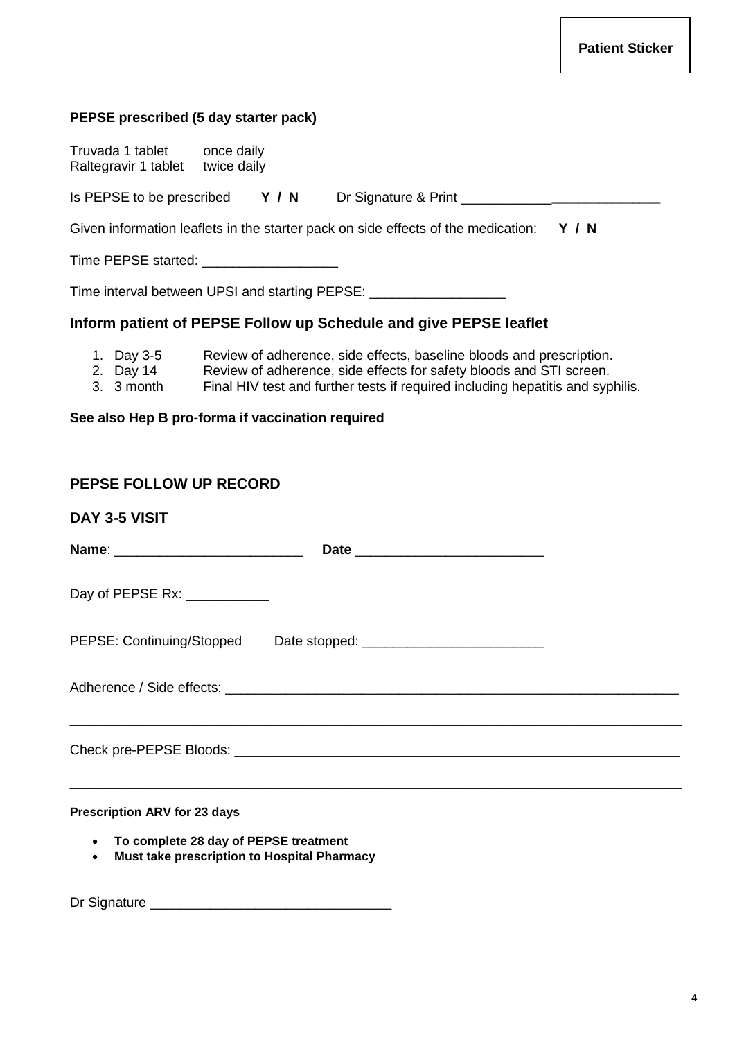Patient Sticker

**PEPSE prescribed (5 day starter pack)**

Truvada 1 tablet once daily
Raltegravir 1 tablet twice daily

Is PEPSE to be prescribed **Y / N** Dr Signature & Print ___________________________

Given information leaflets in the starter pack on side effects of the medication: **Y / N**

Time PEPSE started: __________________

Time interval between UPSI and starting PEPSE: __________________

## Inform patient of PEPSE Follow up Schedule and give PEPSE leaflet

1. Day 3-5 Review of adherence, side effects, baseline bloods and prescription.
2. Day 14 Review of adherence, side effects for safety bloods and STI screen.
3. 3 month Final HIV test and further tests if required including hepatitis and syphilis.

**See also Hep B pro-forma if vaccination required**

## PEPSE FOLLOW UP RECORD

## DAY 3-5 VISIT

**Name**: _________________________ **Date** _________________________

Day of PEPSE Rx: ___________

PEPSE: Continuing/Stopped Date stopped: ________________________

Adherence / Side effects: _______________________________________________________________

_____________________________________________________________________________________

Check pre-PEPSE Bloods: _______________________________________________________________

_____________________________________________________________________________________

**Prescription ARV for 23 days**

- **To complete 28 day of PEPSE treatment**
- **Must take prescription to Hospital Pharmacy**

Dr Signature ________________________________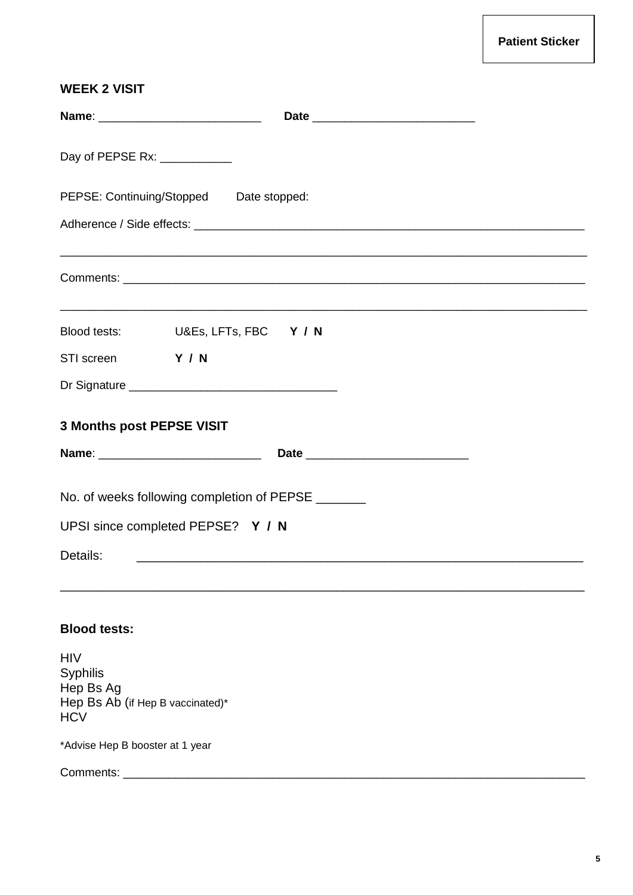Patient Sticker

**WEEK 2 VISIT**

**Name**: ________________________ **Date** ________________________

Day of PEPSE Rx: ___________

PEPSE: Continuing/Stopped Date stopped:

Adherence / Side effects: ____________________________________________________________

______________________________________________________________________________

Comments: ______________________________________________________________________

______________________________________________________________________________

Blood tests: U&Es, LFTs, FBC **Y / N**

STI screen **Y / N**

Dr Signature _______________________________

**3 Months post PEPSE VISIT**

**Name**: ________________________ **Date** ________________________

No. of weeks following completion of PEPSE _______

UPSI since completed PEPSE? **Y / N**

Details: ________________________________________________________________

______________________________________________________________________________

**Blood tests:**

HIV
Syphilis
Hep Bs Ag
Hep Bs Ab (if Hep B vaccinated)*
HCV

*Advise Hep B booster at 1 year

Comments: ______________________________________________________________________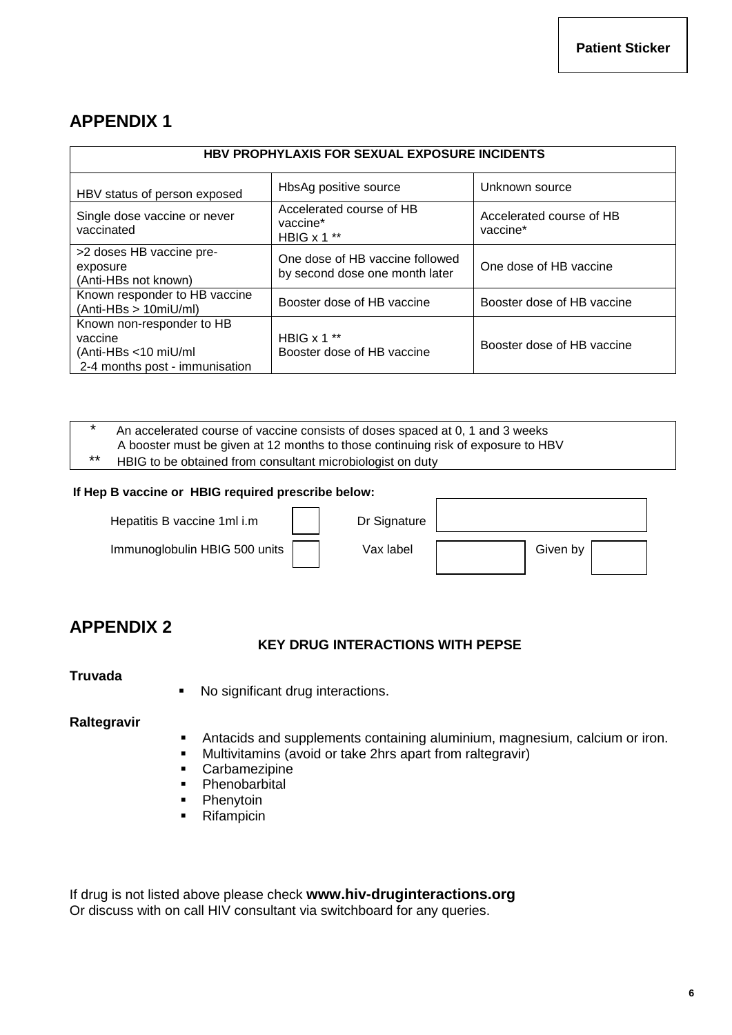Patient Sticker

## APPENDIX 1

| HBV PROPHYLAXIS FOR SEXUAL EXPOSURE INCIDENTS | | |
|---|---|---|
| HBV status of person exposed | HbsAg positive source | Unknown source |
| Single dose vaccine or never vaccinated | Accelerated course of HB vaccine* HBIG x 1 ** | Accelerated course of HB vaccine* |
| >2 doses HB vaccine pre-exposure (Anti-HBs not known) | One dose of HB vaccine followed by second dose one month later | One dose of HB vaccine |
| Known responder to HB vaccine (Anti-HBs > 10miU/ml) | Booster dose of HB vaccine | Booster dose of HB vaccine |
| Known non-responder to HB vaccine (Anti-HBs <10 miU/ml 2-4 months post - immunisation | HBIG x 1 ** Booster dose of HB vaccine | Booster dose of HB vaccine |

\* An accelerated course of vaccine consists of doses spaced at 0, 1 and 3 weeks
A booster must be given at 12 months to those continuing risk of exposure to HBV
\*\* HBIG to be obtained from consultant microbiologist on duty

**If Hep B vaccine or HBIG required prescribe below:**

| | | | | | |
|---|---|---|---|---|---|
| Hepatitis B vaccine 1ml i.m | ☐ | Dr Signature | | | |
| Immunoglobulin HBIG 500 units | ☐ | Vax label | | Given by | |

## APPENDIX 2

### KEY DRUG INTERACTIONS WITH PEPSE

**Truvada**

- No significant drug interactions.

**Raltegravir**

- Antacids and supplements containing aluminium, magnesium, calcium or iron.
- Multivitamins (avoid or take 2hrs apart from raltegravir)
- Carbamezipine
- Phenobarbital
- Phenytoin
- Rifampicin

If drug is not listed above please check **www.hiv-druginteractions.org**
Or discuss with on call HIV consultant via switchboard for any queries.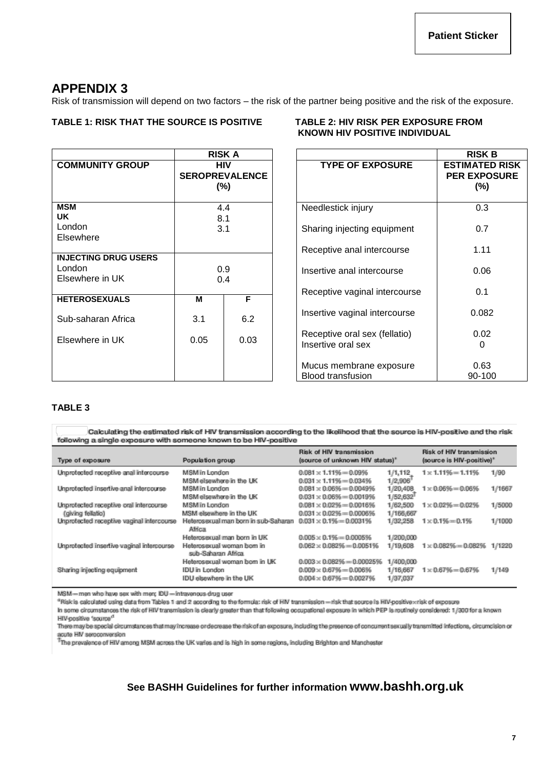Patient Sticker

## APPENDIX 3

Risk of transmission will depend on two factors – the risk of the partner being positive and the risk of the exposure.

**TABLE 1: RISK THAT THE SOURCE IS POSITIVE**

| | RISK A | |
|---|---|---|
| **COMMUNITY GROUP** | **HIV SEROPREVALENCE (%)** | |
| **MSM** | | |
| **UK** | 4.4 | |
| London | 8.1 | |
| Elsewhere | 3.1 | |
| **INJECTING DRUG USERS** | | |
| London | 0.9 | |
| Elsewhere in UK | 0.4 | |
| **HETEROSEXUALS** | **M** | **F** |
| Sub-saharan Africa | 3.1 | 6.2 |
| Elsewhere in UK | 0.05 | 0.03 |

**TABLE 2: HIV RISK PER EXPOSURE FROM KNOWN HIV POSITIVE INDIVIDUAL**

| | RISK B |
|---|---|
| **TYPE OF EXPOSURE** | **ESTIMATED RISK PER EXPOSURE (%)** |
| Needlestick injury | 0.3 |
| Sharing injecting equipment | 0.7 |
| Receptive anal intercourse | 1.11 |
| Insertive anal intercourse | 0.06 |
| Receptive vaginal intercourse | 0.1 |
| Insertive vaginal intercourse | 0.082 |
| Receptive oral sex (fellatio) | 0.02 |
| Insertive oral sex | 0 |
| Mucus membrane exposure | 0.63 |
| Blood transfusion | 90-100 |

**TABLE 3**

Calculating the estimated risk of HIV transmission according to the likelihood that the source is HIV-positive and the risk following a single exposure with someone known to be HIV-positive

| Type of exposure | Population group | Risk of HIV transmission (source of unknown HIV status)* | | Risk of HIV transmission (source is HIV-positive)* | |
|---|---|---|---|---|---|
| Unprotected receptive anal intercourse | MSM in London | 0.081 × 1.11% = 0.09% | 1/1,112 | 1 × 1.11% = 1.11% | 1/90 |
| | MSM elsewhere in the UK | 0.031 × 1.11% = 0.034% | 1/2,906† | | |
| Unprotected insertive anal intercourse | MSM in London | 0.081 × 0.06% = 0.0049% | 1/20,408 | 1 × 0.06% = 0.06% | 1/1667 |
| | MSM elsewhere in the UK | 0.031 × 0.06% = 0.0019% | 1/52,632† | | |
| Unprotected receptive oral intercourse (giving fellatio) | MSM in London | 0.081 × 0.02% = 0.0016% | 1/62,500 | 1 × 0.02% = 0.02% | 1/5000 |
| | MSM elsewhere in the UK | 0.031 × 0.02% = 0.0006% | 1/166,667 | | |
| Unprotected receptive vaginal intercourse | Heterosexual man born in sub-Saharan Africa | 0.031 × 0.1% = 0.0031% | 1/32,258 | 1 × 0.1% = 0.1% | 1/1000 |
| | Heterosexual man born in UK | 0.005 × 0.1% = 0.0005% | 1/200,000 | | |
| Unprotected insertive vaginal intercourse | Heterosexual woman born in sub-Saharan Africa | 0.062 × 0.082% = 0.0051% | 1/19,608 | 1 × 0.082% = 0.082% | 1/1220 |
| | Heterosexual woman born in UK | 0.003 × 0.082% = 0.00025% | 1/400,000 | | |
| Sharing injecting equipment | IDU in London | 0.009 × 0.67% = 0.006% | 1/16,667 | 1 × 0.67% = 0.67% | 1/149 |
| | IDU elsewhere in the UK | 0.004 × 0.67% = 0.0027% | 1/37,037 | | |

MSM = men who have sex with men; IDU = intravenous drug user

*Risk is calculated using data from Tables 1 and 2 according to the formula: risk of HIV transmission = risk that source is HIV-positive × risk of exposure

In some circumstances the risk of HIV transmission is clearly greater than that following occupational exposure in which PEP is routinely considered: 1/300 for a known HIV-positive 'source'

There may be special circumstances that may increase or decrease the risk of an exposure, including the presence of concurrent sexually transmitted infections, circumcision or acute HIV seroconversion

†The prevalence of HIV among MSM across the UK varies and is high in some regions, including Brighton and Manchester

**See BASHH Guidelines for further information www.bashh.org.uk**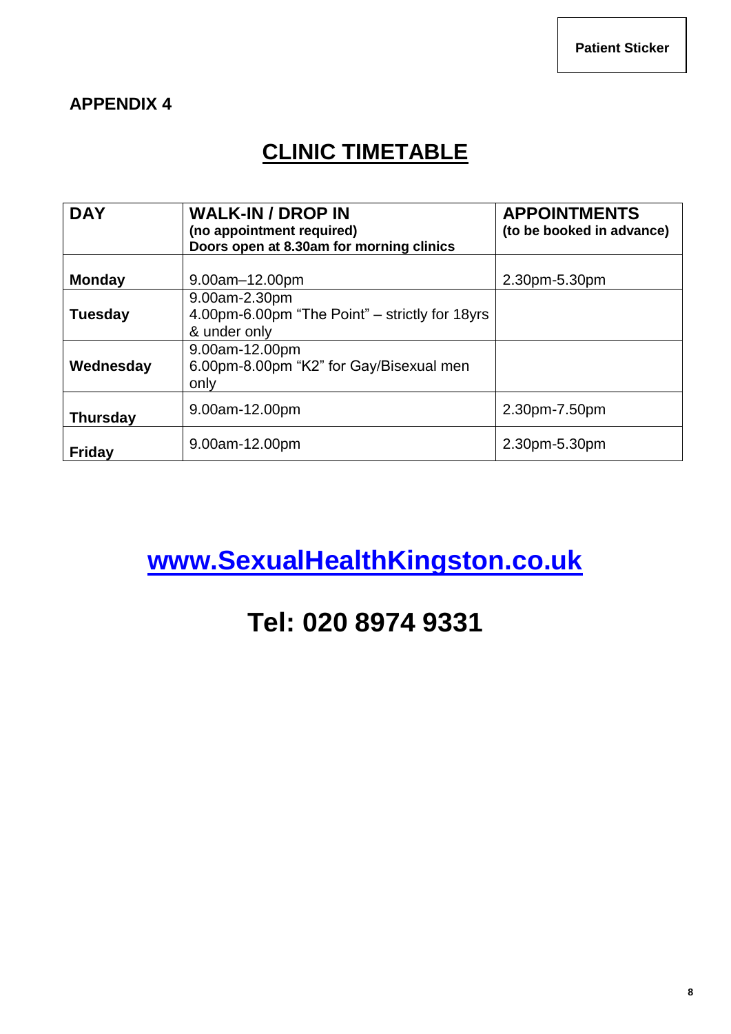Patient Sticker

**APPENDIX 4**

# CLINIC TIMETABLE

| DAY | WALK-IN / DROP IN<br>(no appointment required)<br>Doors open at 8.30am for morning clinics | APPOINTMENTS<br>(to be booked in advance) |
|---|---|---|
| **Monday** | 9.00am–12.00pm | 2.30pm-5.30pm |
| **Tuesday** | 9.00am-2.30pm<br>4.00pm-6.00pm "The Point" – strictly for 18yrs & under only | |
| **Wednesday** | 9.00am-12.00pm<br>6.00pm-8.00pm "K2" for Gay/Bisexual men only | |
| **Thursday** | 9.00am-12.00pm | 2.30pm-7.50pm |
| **Friday** | 9.00am-12.00pm | 2.30pm-5.30pm |

## www.SexualHealthKingston.co.uk

## Tel: 020 8974 9331